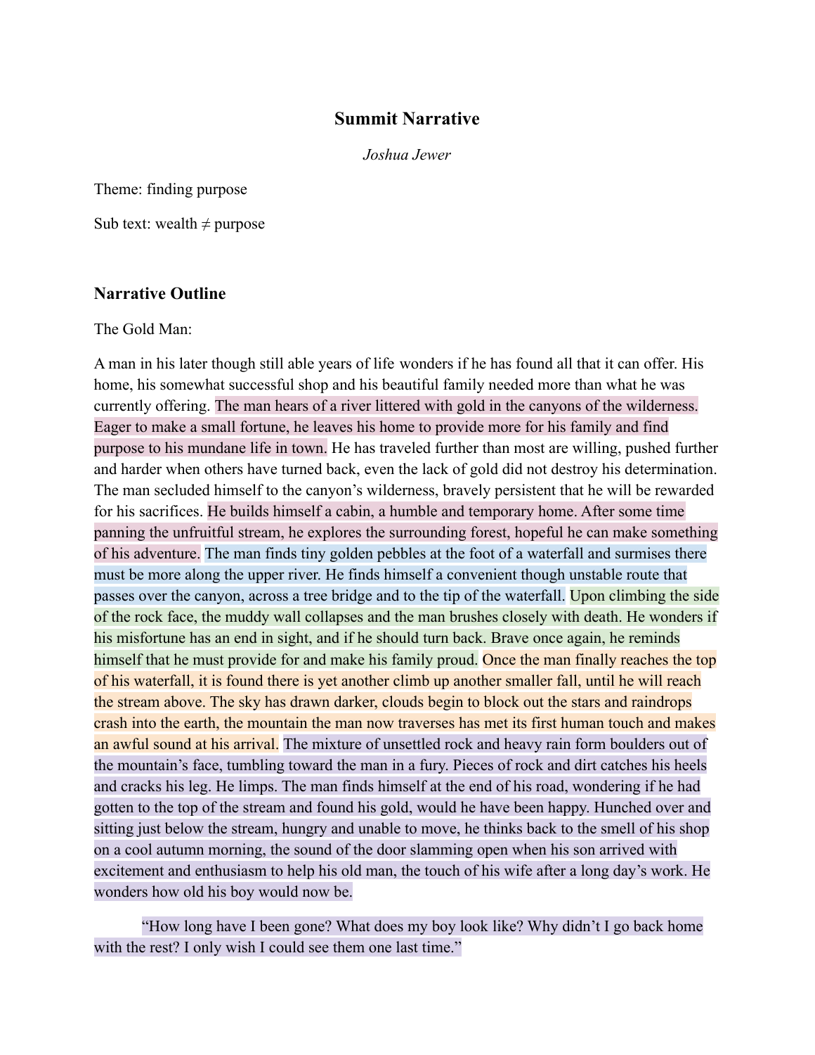# Summit Narrative

*Joshua Jewer*

Theme: finding purpose

Sub text: wealth ≠ purpose

## Narrative Outline

The Gold Man:

A man in his later though still able years of life wonders if he has found all that it can offer. His home, his somewhat successful shop and his beautiful family needed more than what he was currently offering. The man hears of a river littered with gold in the canyons of the wilderness. Eager to make a small fortune, he leaves his home to provide more for his family and find purpose to his mundane life in town. He has traveled further than most are willing, pushed further and harder when others have turned back, even the lack of gold did not destroy his determination. The man secluded himself to the canyon's wilderness, bravely persistent that he will be rewarded for his sacrifices. He builds himself a cabin, a humble and temporary home. After some time panning the unfruitful stream, he explores the surrounding forest, hopeful he can make something of his adventure. The man finds tiny golden pebbles at the foot of a waterfall and surmises there must be more along the upper river. He finds himself a convenient though unstable route that passes over the canyon, across a tree bridge and to the tip of the waterfall. Upon climbing the side of the rock face, the muddy wall collapses and the man brushes closely with death. He wonders if his misfortune has an end in sight, and if he should turn back. Brave once again, he reminds himself that he must provide for and make his family proud. Once the man finally reaches the top of his waterfall, it is found there is yet another climb up another smaller fall, until he will reach the stream above. The sky has drawn darker, clouds begin to block out the stars and raindrops crash into the earth, the mountain the man now traverses has met its first human touch and makes an awful sound at his arrival. The mixture of unsettled rock and heavy rain form boulders out of the mountain's face, tumbling toward the man in a fury. Pieces of rock and dirt catches his heels and cracks his leg. He limps. The man finds himself at the end of his road, wondering if he had gotten to the top of the stream and found his gold, would he have been happy. Hunched over and sitting just below the stream, hungry and unable to move, he thinks back to the smell of his shop on a cool autumn morning, the sound of the door slamming open when his son arrived with excitement and enthusiasm to help his old man, the touch of his wife after a long day's work. He wonders how old his boy would now be.

"How long have I been gone? What does my boy look like? Why didn't I go back home with the rest? I only wish I could see them one last time."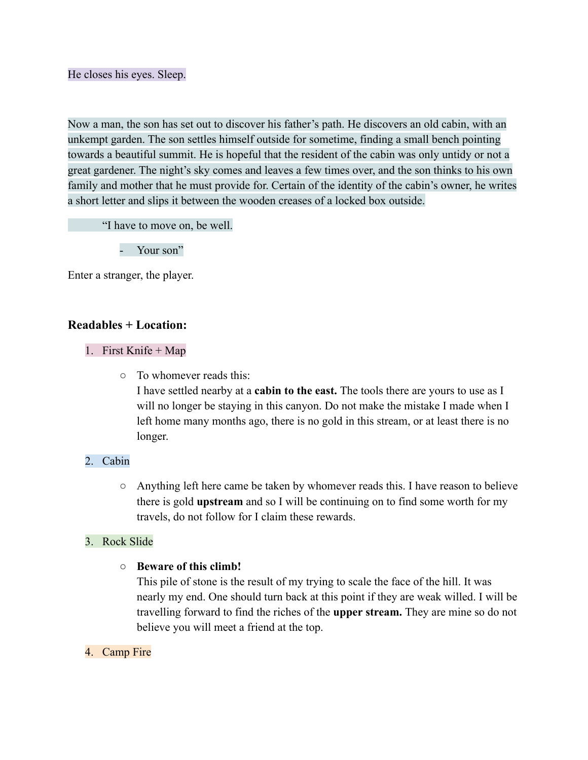He closes his eyes. Sleep.

Now a man, the son has set out to discover his father's path. He discovers an old cabin, with an unkempt garden. The son settles himself outside for sometime, finding a small bench pointing towards a beautiful summit. He is hopeful that the resident of the cabin was only untidy or not a great gardener. The night's sky comes and leaves a few times over, and the son thinks to his own family and mother that he must provide for. Certain of the identity of the cabin's owner, he writes a short letter and slips it between the wooden creases of a locked box outside.

> "I have to move on, be well.
>
> - Your son"

Enter a stranger, the player.

### Readables + Location:

1. First Knife + Map
   - To whomever reads this:
     I have settled nearby at a **cabin to the east.** The tools there are yours to use as I will no longer be staying in this canyon. Do not make the mistake I made when I left home many months ago, there is no gold in this stream, or at least there is no longer.
2. Cabin
   - Anything left here came be taken by whomever reads this. I have reason to believe there is gold **upstream** and so I will be continuing on to find some worth for my travels, do not follow for I claim these rewards.
3. Rock Slide
   - **Beware of this climb!**
     This pile of stone is the result of my trying to scale the face of the hill. It was nearly my end. One should turn back at this point if they are weak willed. I will be travelling forward to find the riches of the **upper stream.** They are mine so do not believe you will meet a friend at the top.
4. Camp Fire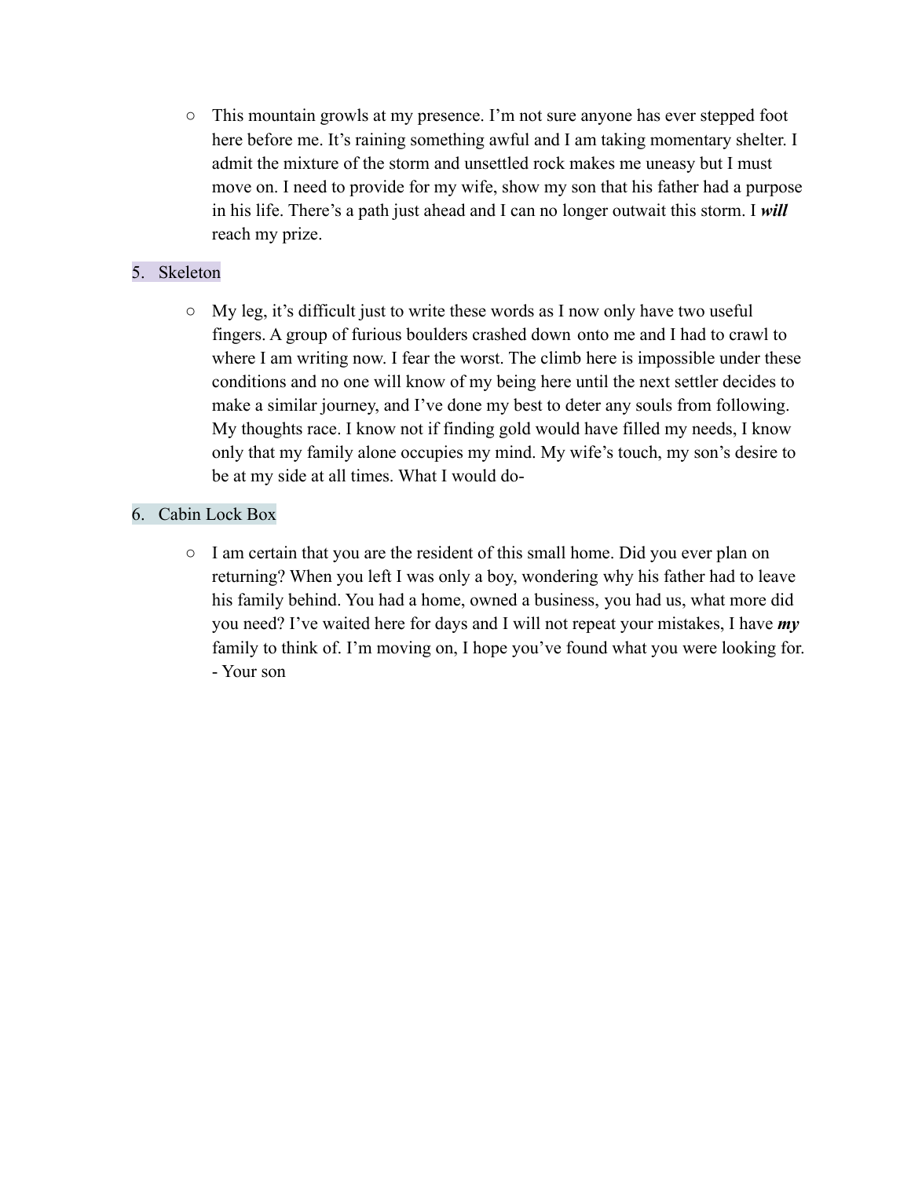- This mountain growls at my presence. I'm not sure anyone has ever stepped foot here before me. It's raining something awful and I am taking momentary shelter. I admit the mixture of the storm and unsettled rock makes me uneasy but I must move on. I need to provide for my wife, show my son that his father had a purpose in his life. There's a path just ahead and I can no longer outwait this storm. I ***will*** reach my prize.

5. Skeleton

   - My leg, it's difficult just to write these words as I now only have two useful fingers. A group of furious boulders crashed down onto me and I had to crawl to where I am writing now. I fear the worst. The climb here is impossible under these conditions and no one will know of my being here until the next settler decides to make a similar journey, and I've done my best to deter any souls from following. My thoughts race. I know not if finding gold would have filled my needs, I know only that my family alone occupies my mind. My wife's touch, my son's desire to be at my side at all times. What I would do-

6. Cabin Lock Box

   - I am certain that you are the resident of this small home. Did you ever plan on returning? When you left I was only a boy, wondering why his father had to leave his family behind. You had a home, owned a business, you had us, what more did you need? I've waited here for days and I will not repeat your mistakes, I have ***my*** family to think of. I'm moving on, I hope you've found what you were looking for. - Your son